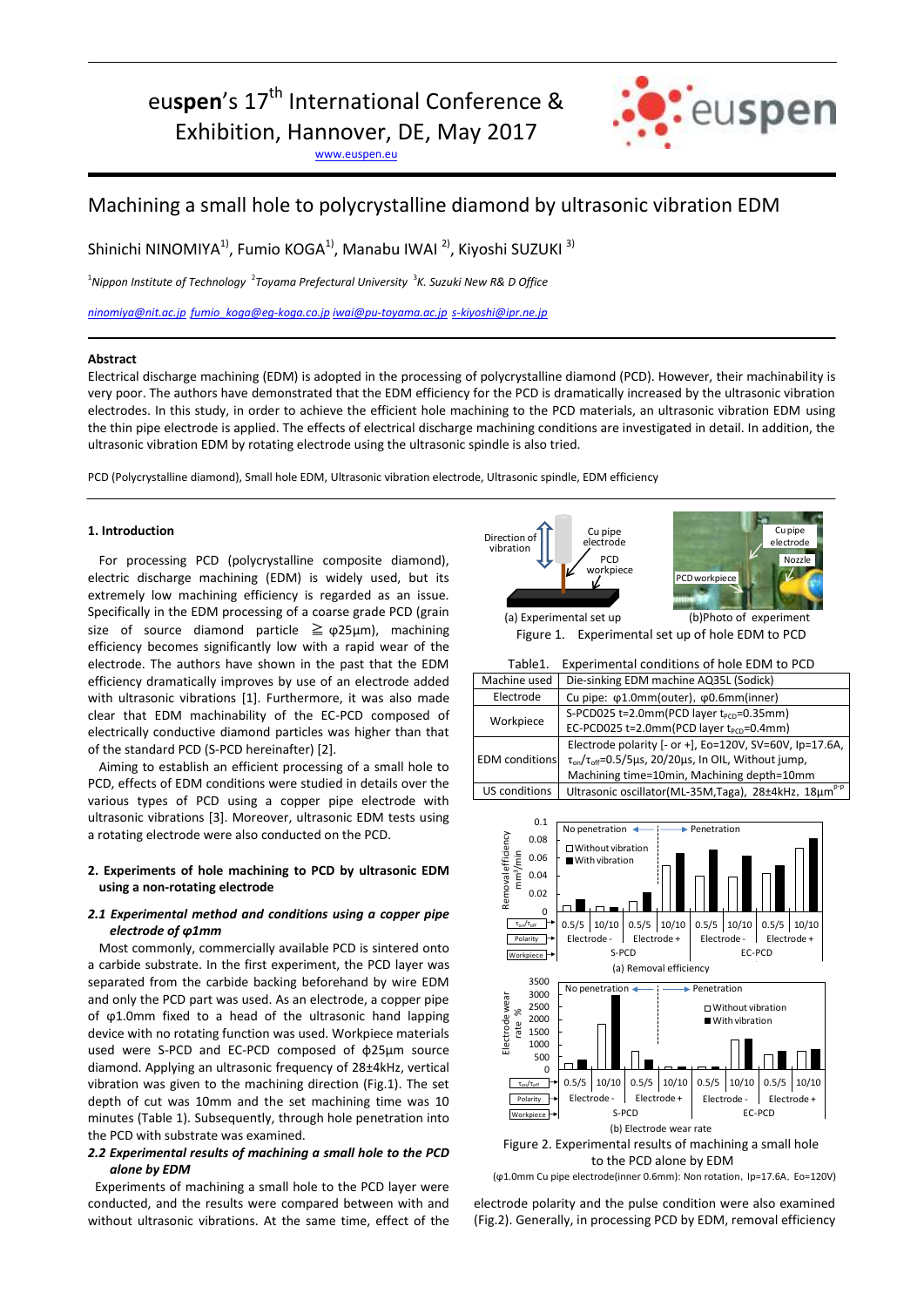euspen's 17th International Conference & Exhibition, Hannover, DE, May 2017

www.euspen.eu

# Machining a small hole to polycrystalline diamond by ultrasonic vibration EDM

Shinichi NINOMIYA[1], Fumio KOGA[1], Manabu IWAI [2], Kiyoshi SUZUKI [3]

[1]*Nippon Institute of Technology* [2]*Toyama Prefectural University* [3]*K. Suzuki New R& D Office*

*ninomiya@nit.ac.jp fumio_koga@eg-koga.co.jp iwai@pu-toyama.ac.jp s-kiyoshi@ipr.ne.jp*

### Abstract

Electrical discharge machining (EDM) is adopted in the processing of polycrystalline diamond (PCD). However, their machinability is very poor. The authors have demonstrated that the EDM efficiency for the PCD is dramatically increased by the ultrasonic vibration electrodes. In this study, in order to achieve the efficient hole machining to the PCD materials, an ultrasonic vibration EDM using the thin pipe electrode is applied. The effects of electrical discharge machining conditions are investigated in detail. In addition, the ultrasonic vibration EDM by rotating electrode using the ultrasonic spindle is also tried.

PCD (Polycrystalline diamond), Small hole EDM, Ultrasonic vibration electrode, Ultrasonic spindle, EDM efficiency

## 1. Introduction

For processing PCD (polycrystalline composite diamond), electric discharge machining (EDM) is widely used, but its extremely low machining efficiency is regarded as an issue. Specifically in the EDM processing of a coarse grade PCD (grain size of source diamond particle ≧ φ25μm), machining efficiency becomes significantly low with a rapid wear of the electrode. The authors have shown in the past that the EDM efficiency dramatically improves by use of an electrode added with ultrasonic vibrations [1]. Furthermore, it was also made clear that EDM machinability of the EC-PCD composed of electrically conductive diamond particles was higher than that of the standard PCD (S-PCD hereinafter) [2].

Aiming to establish an efficient processing of a small hole to PCD, effects of EDM conditions were studied in details over the various types of PCD using a copper pipe electrode with ultrasonic vibrations [3]. Moreover, ultrasonic EDM tests using a rotating electrode were also conducted on the PCD.

## 2. Experiments of hole machining to PCD by ultrasonic EDM using a non-rotating electrode

### *2.1 Experimental method and conditions using a copper pipe electrode of φ1mm*

Most commonly, commercially available PCD is sintered onto a carbide substrate. In the first experiment, the PCD layer was separated from the carbide backing beforehand by wire EDM and only the PCD part was used. As an electrode, a copper pipe of φ1.0mm fixed to a head of the ultrasonic hand lapping device with no rotating function was used. Workpiece materials used were S-PCD and EC-PCD composed of ϕ25μm source diamond. Applying an ultrasonic frequency of 28±4kHz, vertical vibration was given to the machining direction (Fig.1). The set depth of cut was 10mm and the set machining time was 10 minutes (Table 1). Subsequently, through hole penetration into the PCD with substrate was examined.

### *2.2 Experimental results of machining a small hole to the PCD alone by EDM*

Experiments of machining a small hole to the PCD layer were conducted, and the results were compared between with and without ultrasonic vibrations. At the same time, effect of the

(a) Experimental set up (b)Photo of experiment

Figure 1. Experimental set up of hole EDM to PCD

Table1. Experimental conditions of hole EDM to PCD

| | |
|---|---|
| Machine used | Die-sinking EDM machine AQ35L (Sodick) |
| Electrode | Cu pipe: φ1.0mm(outer), φ0.6mm(inner) |
| Workpiece | S-PCD025 t=2.0mm(PCD layer $t_{PCD}$=0.35mm) EC-PCD025 t=2.0mm(PCD layer $t_{PCD}$=0.4mm) |
| EDM conditions | Electrode polarity [- or +], Eo=120V, SV=60V, Ip=17.6A, $\tau_{on}/\tau_{off}$=0.5/5μs, 20/20μs, In OIL, Without jump, Machining time=10min, Machining depth=10mm |
| US conditions | Ultrasonic oscillator(ML-35M,Taga), 28±4kHz, 18μm$^{P-P}$ |

(a) Removal efficiency

(b) Electrode wear rate

Figure 2. Experimental results of machining a small hole to the PCD alone by EDM

(φ1.0mm Cu pipe electrode(inner 0.6mm): Non rotation, Ip=17.6A, Eo=120V)

electrode polarity and the pulse condition were also examined (Fig.2). Generally, in processing PCD by EDM, removal efficiency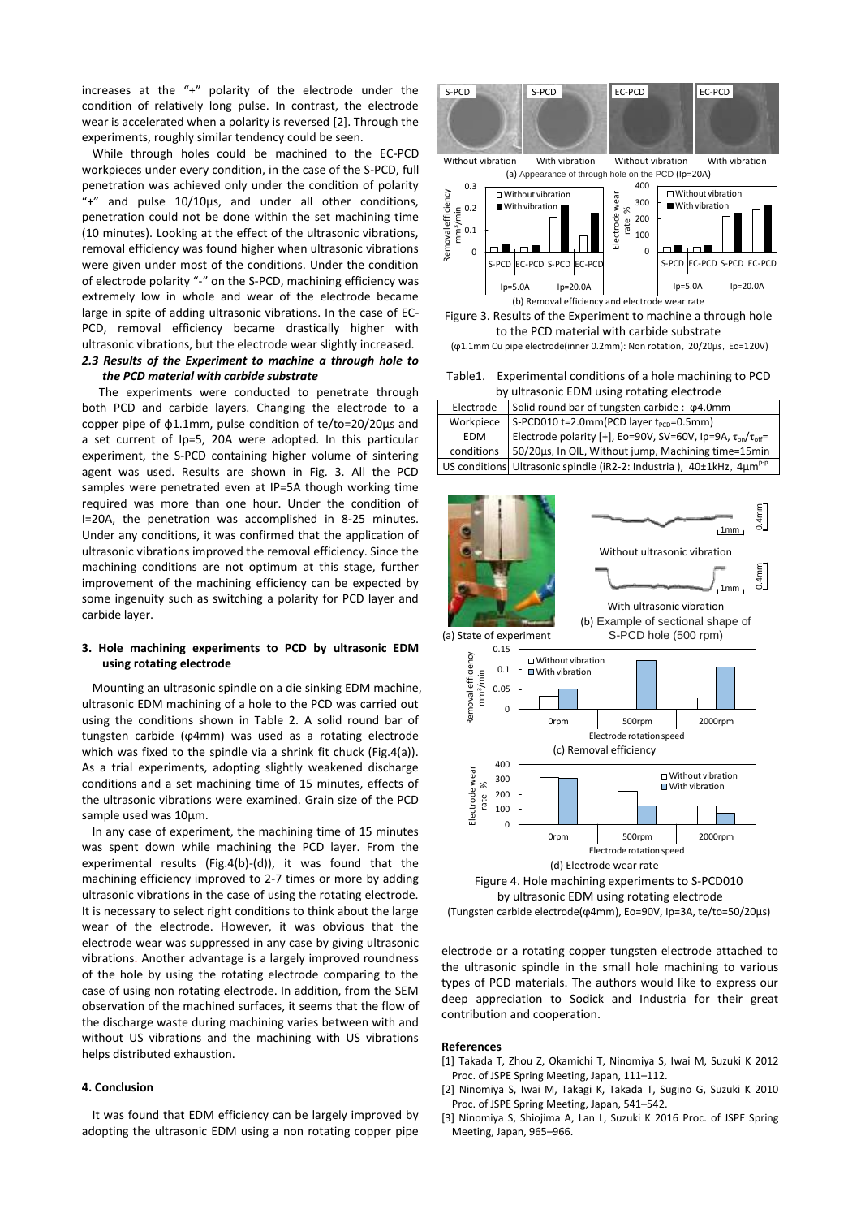increases at the "+" polarity of the electrode under the condition of relatively long pulse. In contrast, the electrode wear is accelerated when a polarity is reversed [2]. Through the experiments, roughly similar tendency could be seen.

While through holes could be machined to the EC-PCD workpieces under every condition, in the case of the S-PCD, full penetration was achieved only under the condition of polarity "+" and pulse 10/10μs, and under all other conditions, penetration could not be done within the set machining time (10 minutes). Looking at the effect of the ultrasonic vibrations, removal efficiency was found higher when ultrasonic vibrations were given under most of the conditions. Under the condition of electrode polarity "-" on the S-PCD, machining efficiency was extremely low in whole and wear of the electrode became large in spite of adding ultrasonic vibrations. In the case of EC-PCD, removal efficiency became drastically higher with ultrasonic vibrations, but the electrode wear slightly increased.

### *2.3 Results of the Experiment to machine a through hole to the PCD material with carbide substrate*

The experiments were conducted to penetrate through both PCD and carbide layers. Changing the electrode to a copper pipe of ϕ1.1mm, pulse condition of te/to=20/20μs and a set current of Ip=5, 20A were adopted. In this particular experiment, the S-PCD containing higher volume of sintering agent was used. Results are shown in Fig. 3. All the PCD samples were penetrated even at IP=5A though working time required was more than one hour. Under the condition of I=20A, the penetration was accomplished in 8-25 minutes. Under any conditions, it was confirmed that the application of ultrasonic vibrations improved the removal efficiency. Since the machining conditions are not optimum at this stage, further improvement of the machining efficiency can be expected by some ingenuity such as switching a polarity for PCD layer and carbide layer.

## 3. Hole machining experiments to PCD by ultrasonic EDM using rotating electrode

Mounting an ultrasonic spindle on a die sinking EDM machine, ultrasonic EDM machining of a hole to the PCD was carried out using the conditions shown in Table 2. A solid round bar of tungsten carbide (φ4mm) was used as a rotating electrode which was fixed to the spindle via a shrink fit chuck (Fig.4(a)). As a trial experiments, adopting slightly weakened discharge conditions and a set machining time of 15 minutes, effects of the ultrasonic vibrations were examined. Grain size of the PCD sample used was 10μm.

In any case of experiment, the machining time of 15 minutes was spent down while machining the PCD layer. From the experimental results (Fig.4(b)-(d)), it was found that the machining efficiency improved to 2-7 times or more by adding ultrasonic vibrations in the case of using the rotating electrode. It is necessary to select right conditions to think about the large wear of the electrode. However, it was obvious that the electrode wear was suppressed in any case by giving ultrasonic vibrations. Another advantage is a largely improved roundness of the hole by using the rotating electrode comparing to the case of using non rotating electrode. In addition, from the SEM observation of the machined surfaces, it seems that the flow of the discharge waste during machining varies between with and without US vibrations and the machining with US vibrations helps distributed exhaustion.

## 4. Conclusion

It was found that EDM efficiency can be largely improved by adopting the ultrasonic EDM using a non rotating copper pipe electrode or a rotating copper tungsten electrode attached to the ultrasonic spindle in the small hole machining to various types of PCD materials. The authors would like to express our deep appreciation to Sodick and Industria for their great contribution and cooperation.

S-PCD S-PCD EC-PCD EC-PCD

Without vibration With vibration Without vibration With vibration

(a) Appearance of through hole on the PCD (Ip=20A)

Removal efficiency mm³/min: 0, 0.1, 0.2, 0.3

Electrode wear rate %: 0, 100, 200, 300, 400

□ Without vibration ■ With vibration

S-PCD EC-PCD S-PCD EC-PCD

Ip=5.0A Ip=20.0A

(b) Removal efficiency and electrode wear rate

Figure 3. Results of the Experiment to machine a through hole to the PCD material with carbide substrate

(φ1.1mm Cu pipe electrode(inner 0.2mm): Non rotation, 20/20μs, Eo=120V)

Table1. Experimental conditions of a hole machining to PCD by ultrasonic EDM using rotating electrode

| | |
|---|---|
| Electrode | Solid round bar of tungsten carbide : φ4.0mm |
| Workpiece | S-PCD010 t=2.0mm(PCD layer $t_{PCD}$=0.5mm) |
| EDM conditions | Electrode polarity [+], Eo=90V, SV=60V, Ip=9A, $\tau_{on}/\tau_{off}$= 50/20μs, In OIL, Without jump, Machining time=15min |
| US conditions | Ultrasonic spindle (iR2-2: Industria ), 40±1kHz, 4μm$^{p-p}$ |

(a) State of experiment

0.4mm 1mm

Without ultrasonic vibration

0.4mm 1mm

With ultrasonic vibration

(b) Example of sectional shape of S-PCD hole (500 rpm)

Removal efficiency mm³/min: 0, 0.05, 0.1, 0.15

□ Without vibration □ With vibration

0rpm 500rpm 2000rpm

Electrode rotation speed

(c) Removal efficiency

Electrode wear rate %: 0, 100, 200, 300, 400

□ Without vibration □ With vibration

0rpm 500rpm 2000rpm

Electrode rotation speed

(d) Electrode wear rate

Figure 4. Hole machining experiments to S-PCD010 by ultrasonic EDM using rotating electrode

(Tungsten carbide electrode(φ4mm), Eo=90V, Ip=3A, te/to=50/20μs)

**References**

[1] Takada T, Zhou Z, Okamichi T, Ninomiya S, Iwai M, Suzuki K 2012 Proc. of JSPE Spring Meeting, Japan, 111–112.

[2] Ninomiya S, Iwai M, Takagi K, Takada T, Sugino G, Suzuki K 2010 Proc. of JSPE Spring Meeting, Japan, 541–542.

[3] Ninomiya S, Shiojima A, Lan L, Suzuki K 2016 Proc. of JSPE Spring Meeting, Japan, 965–966.